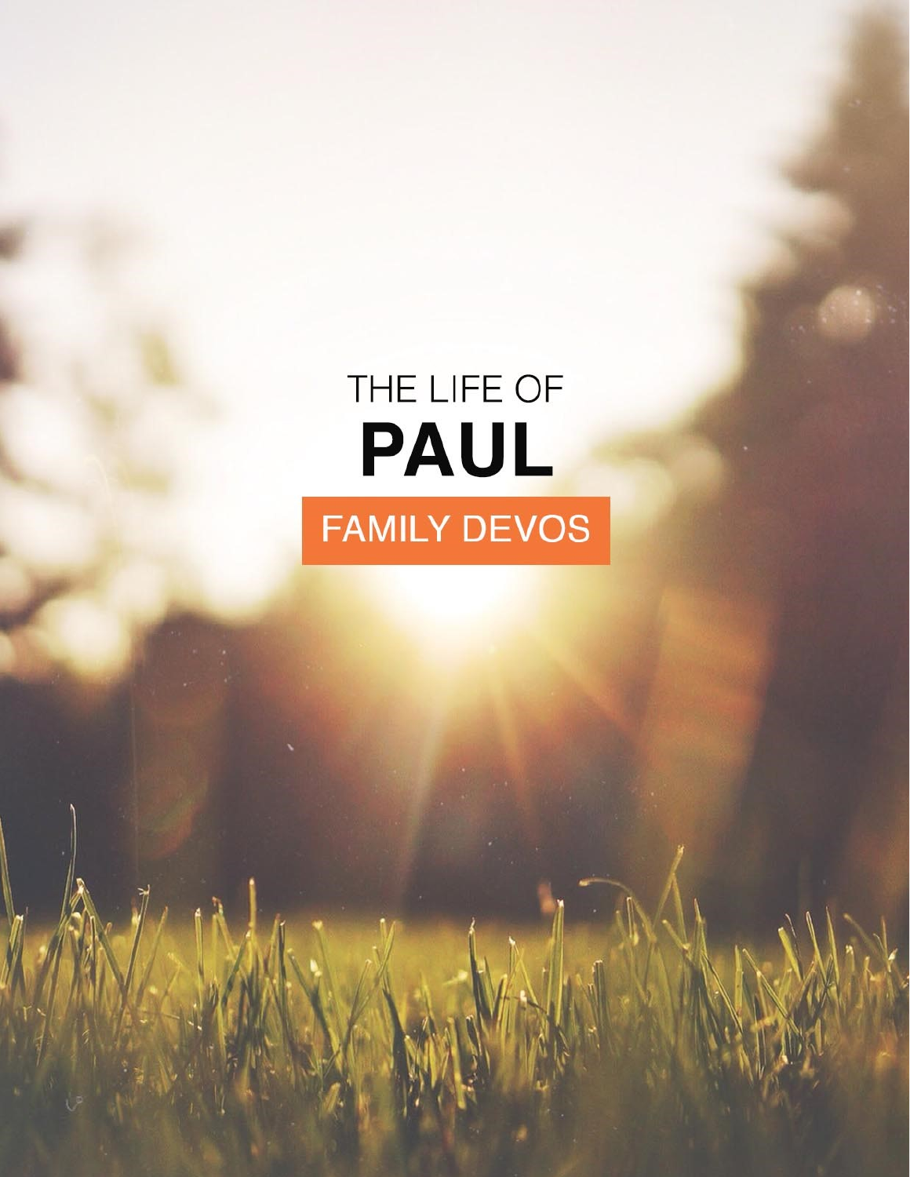THE LIFE OF

# PAUL

FAMILY DEVOS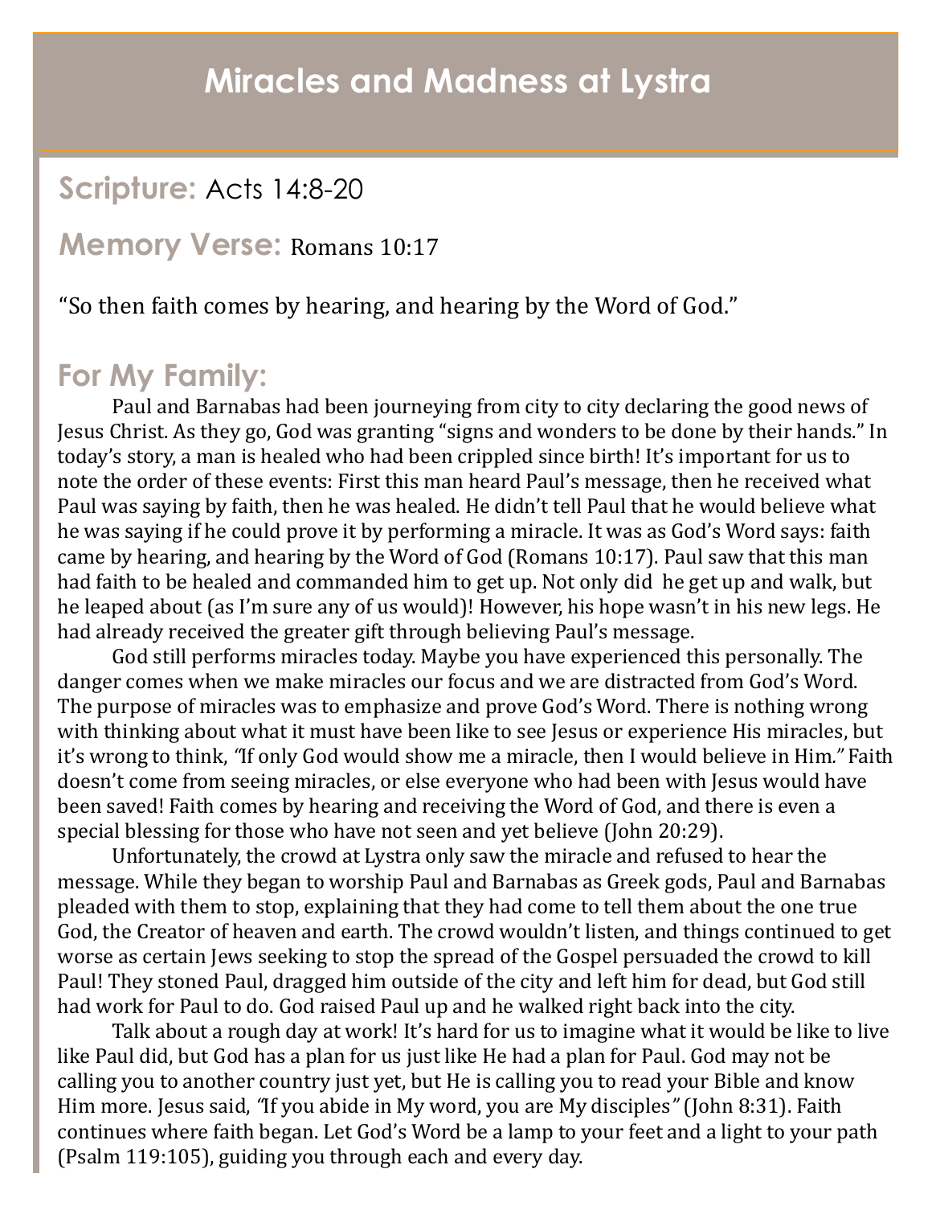# Miracles and Madness at Lystra

## Scripture: Acts 14:8-20

## Memory Verse: Romans 10:17

"So then faith comes by hearing, and hearing by the Word of God."

## For My Family:

Paul and Barnabas had been journeying from city to city declaring the good news of Jesus Christ. As they go, God was granting "signs and wonders to be done by their hands." In today's story, a man is healed who had been crippled since birth! It's important for us to note the order of these events: First this man heard Paul's message, then he received what Paul was saying by faith, then he was healed. He didn't tell Paul that he would believe what he was saying if he could prove it by performing a miracle. It was as God's Word says: faith came by hearing, and hearing by the Word of God (Romans 10:17). Paul saw that this man had faith to be healed and commanded him to get up. Not only did he get up and walk, but he leaped about (as I'm sure any of us would)! However, his hope wasn't in his new legs. He had already received the greater gift through believing Paul's message.

God still performs miracles today. Maybe you have experienced this personally. The danger comes when we make miracles our focus and we are distracted from God's Word. The purpose of miracles was to emphasize and prove God's Word. There is nothing wrong with thinking about what it must have been like to see Jesus or experience His miracles, but it's wrong to think, *"If only God would show me a miracle, then I would believe in Him."* Faith doesn't come from seeing miracles, or else everyone who had been with Jesus would have been saved! Faith comes by hearing and receiving the Word of God, and there is even a special blessing for those who have not seen and yet believe (John 20:29).

Unfortunately, the crowd at Lystra only saw the miracle and refused to hear the message. While they began to worship Paul and Barnabas as Greek gods, Paul and Barnabas pleaded with them to stop, explaining that they had come to tell them about the one true God, the Creator of heaven and earth. The crowd wouldn't listen, and things continued to get worse as certain Jews seeking to stop the spread of the Gospel persuaded the crowd to kill Paul! They stoned Paul, dragged him outside of the city and left him for dead, but God still had work for Paul to do. God raised Paul up and he walked right back into the city.

Talk about a rough day at work! It's hard for us to imagine what it would be like to live like Paul did, but God has a plan for us just like He had a plan for Paul. God may not be calling you to another country just yet, but He is calling you to read your Bible and know Him more. Jesus said, *"If you abide in My word, you are My disciples"* (John 8:31). Faith continues where faith began. Let God's Word be a lamp to your feet and a light to your path (Psalm 119:105), guiding you through each and every day.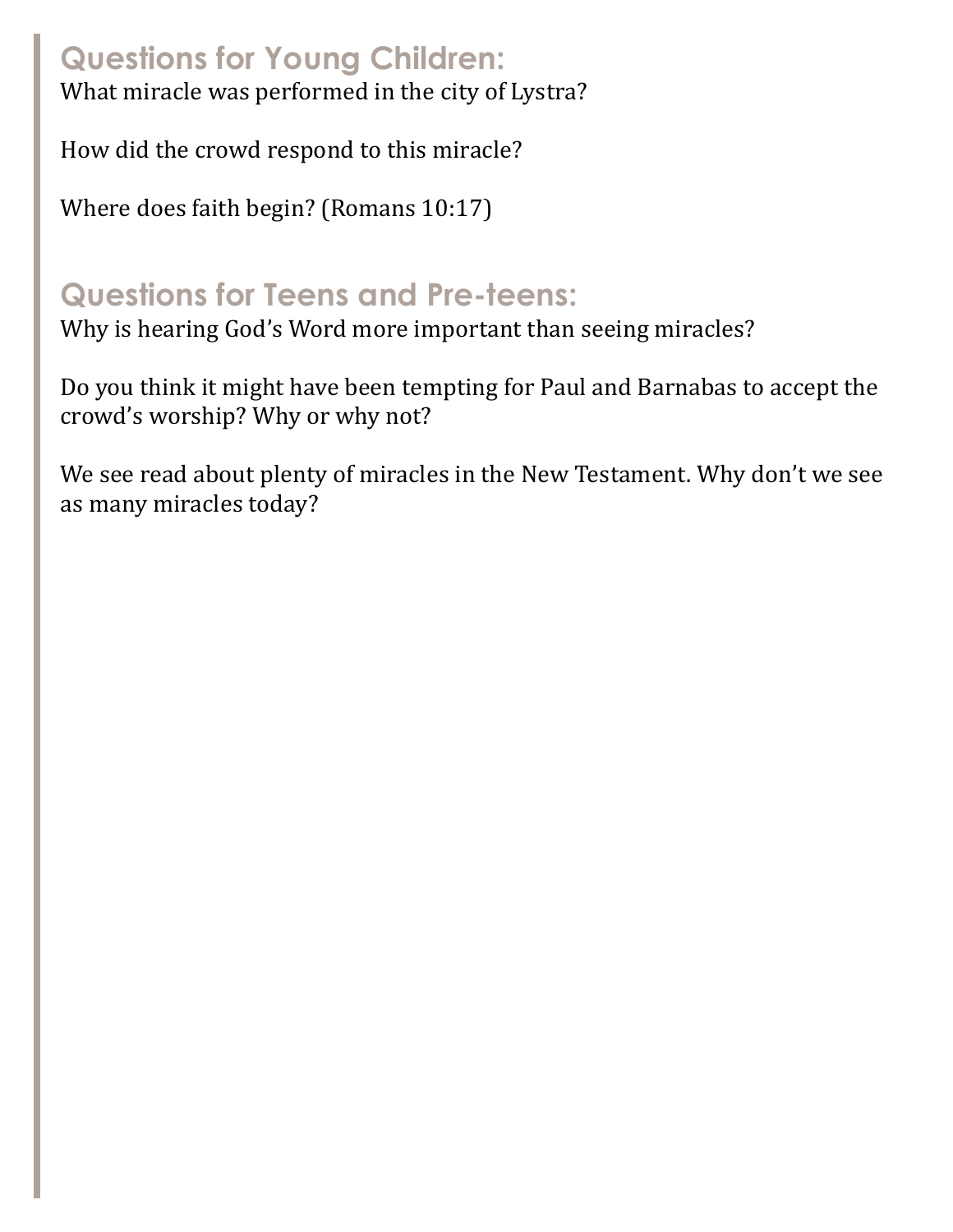## Questions for Young Children:

What miracle was performed in the city of Lystra?

How did the crowd respond to this miracle?

Where does faith begin? (Romans 10:17)

## Questions for Teens and Pre-teens:

Why is hearing God's Word more important than seeing miracles?

Do you think it might have been tempting for Paul and Barnabas to accept the crowd's worship? Why or why not?

We see read about plenty of miracles in the New Testament. Why don't we see as many miracles today?